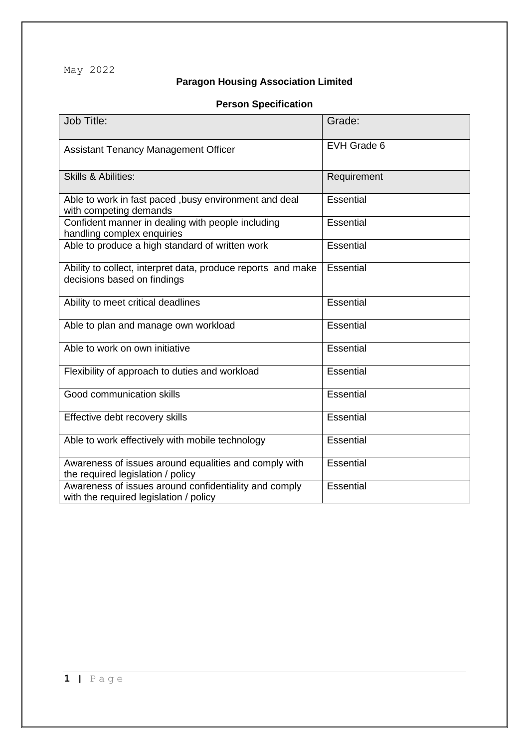May 2022

**Paragon Housing Association Limited**

**Person Specification**

| Job Title: | Grade: |
|---|---|
| Assistant Tenancy Management Officer | EVH Grade 6 |
| Skills & Abilities: | Requirement |
| Able to work in fast paced ,busy environment and deal with competing demands | Essential |
| Confident manner in dealing with people including handling complex enquiries | Essential |
| Able to produce a high standard of written work | Essential |
| Ability to collect, interpret data, produce reports and make decisions based on findings | Essential |
| Ability to meet critical deadlines | Essential |
| Able to plan and manage own workload | Essential |
| Able to work on own initiative | Essential |
| Flexibility of approach to duties and workload | Essential |
| Good communication skills | Essential |
| Effective debt recovery skills | Essential |
| Able to work effectively with mobile technology | Essential |
| Awareness of issues around equalities and comply with the required legislation / policy | Essential |
| Awareness of issues around confidentiality and comply with the required legislation / policy | Essential |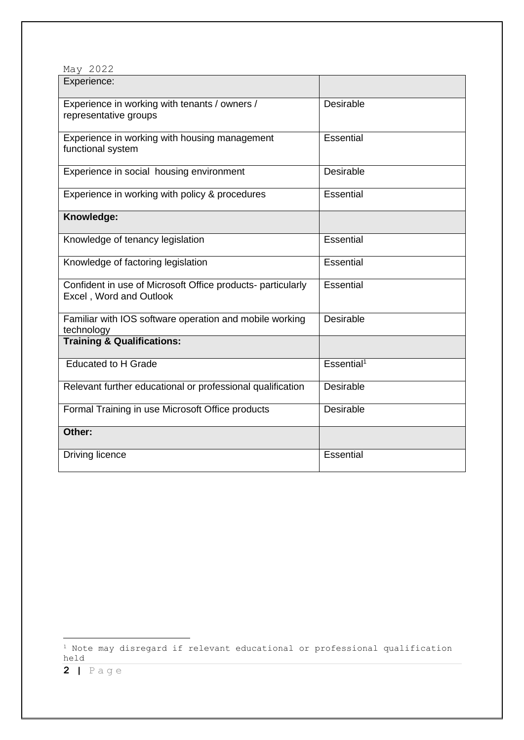May 2022

| | |
|---|---|
| Experience: | |
| Experience in working with tenants / owners / representative groups | Desirable |
| Experience in working with housing management functional system | Essential |
| Experience in social housing environment | Desirable |
| Experience in working with policy & procedures | Essential |
| **Knowledge:** | |
| Knowledge of tenancy legislation | Essential |
| Knowledge of factoring legislation | Essential |
| Confident in use of Microsoft Office products- particularly Excel , Word and Outlook | Essential |
| Familiar with IOS software operation and mobile working technology | Desirable |
| **Training & Qualifications:** | |
| Educated to H Grade | Essential[1] |
| Relevant further educational or professional qualification | Desirable |
| Formal Training in use Microsoft Office products | Desirable |
| **Other:** | |
| Driving licence | Essential |

[1] Note may disregard if relevant educational or professional qualification held